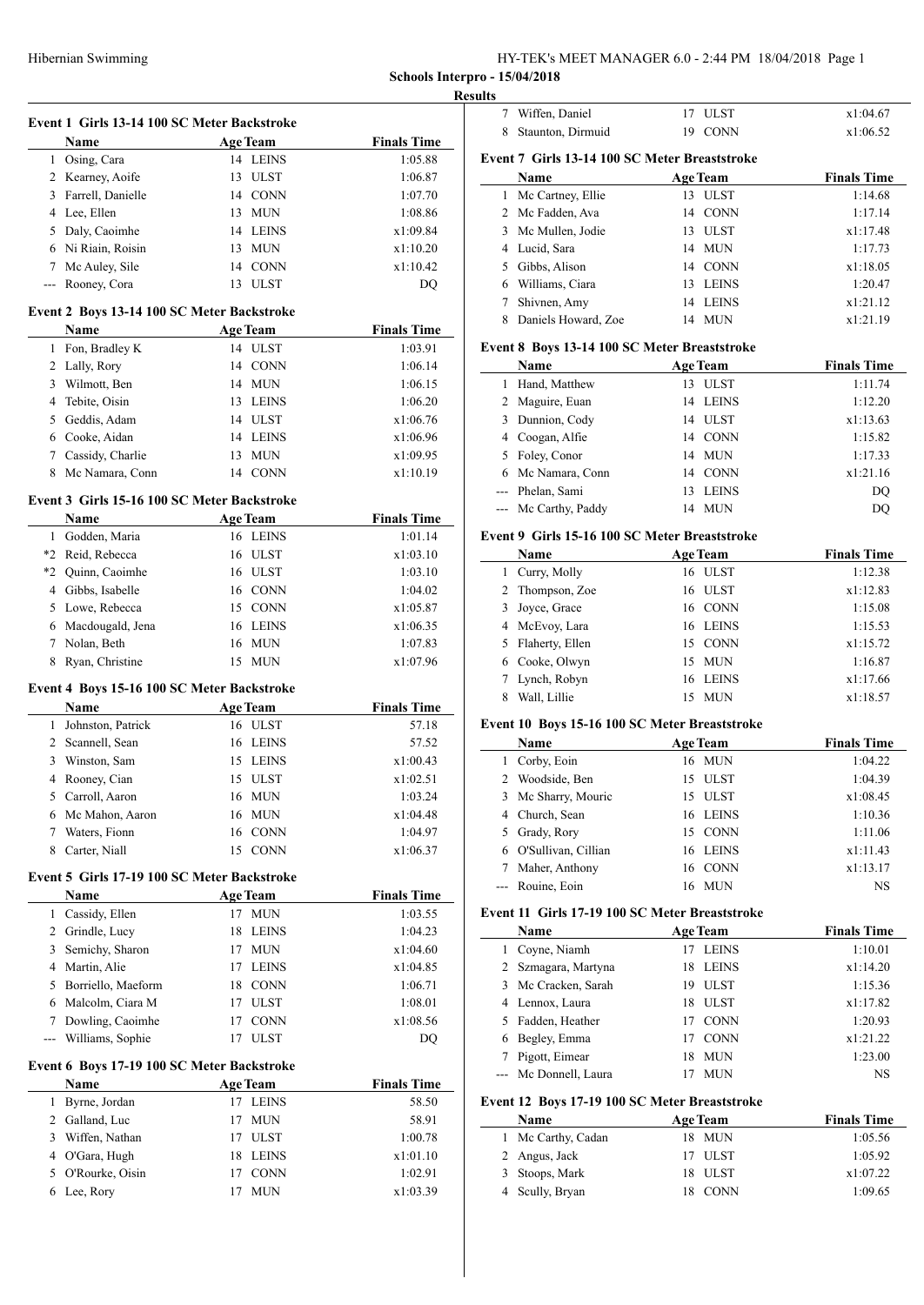Hibernian Swimming

**Schools Interpro - 15/04/2018**

**Results**

### Event 1 Girls 13-14 100 SC Meter Backstroke

| | Name | Age | Team | Finals Time |
|---|---|---|---|---|
| 1 | Osing, Cara | 14 | LEINS | 1:05.88 |
| 2 | Kearney, Aoife | 13 | ULST | 1:06.87 |
| 3 | Farrell, Danielle | 14 | CONN | 1:07.70 |
| 4 | Lee, Ellen | 13 | MUN | 1:08.86 |
| 5 | Daly, Caoimhe | 14 | LEINS | x1:09.84 |
| 6 | Ni Riain, Roisin | 13 | MUN | x1:10.20 |
| 7 | Mc Auley, Sile | 14 | CONN | x1:10.42 |
| --- | Rooney, Cora | 13 | ULST | DQ |

### Event 2 Boys 13-14 100 SC Meter Backstroke

| | Name | Age | Team | Finals Time |
|---|---|---|---|---|
| 1 | Fon, Bradley K | 14 | ULST | 1:03.91 |
| 2 | Lally, Rory | 14 | CONN | 1:06.14 |
| 3 | Wilmott, Ben | 14 | MUN | 1:06.15 |
| 4 | Tebite, Oisin | 13 | LEINS | 1:06.20 |
| 5 | Geddis, Adam | 14 | ULST | x1:06.76 |
| 6 | Cooke, Aidan | 14 | LEINS | x1:06.96 |
| 7 | Cassidy, Charlie | 13 | MUN | x1:09.95 |
| 8 | Mc Namara, Conn | 14 | CONN | x1:10.19 |

### Event 3 Girls 15-16 100 SC Meter Backstroke

| | Name | Age | Team | Finals Time |
|---|---|---|---|---|
| 1 | Godden, Maria | 16 | LEINS | 1:01.14 |
| *2 | Reid, Rebecca | 16 | ULST | x1:03.10 |
| *2 | Quinn, Caoimhe | 16 | ULST | 1:03.10 |
| 4 | Gibbs, Isabelle | 16 | CONN | 1:04.02 |
| 5 | Lowe, Rebecca | 15 | CONN | x1:05.87 |
| 6 | Macdougald, Jena | 16 | LEINS | x1:06.35 |
| 7 | Nolan, Beth | 16 | MUN | 1:07.83 |
| 8 | Ryan, Christine | 15 | MUN | x1:07.96 |

### Event 4 Boys 15-16 100 SC Meter Backstroke

| | Name | Age | Team | Finals Time |
|---|---|---|---|---|
| 1 | Johnston, Patrick | 16 | ULST | 57.18 |
| 2 | Scannell, Sean | 16 | LEINS | 57.52 |
| 3 | Winston, Sam | 15 | LEINS | x1:00.43 |
| 4 | Rooney, Cian | 15 | ULST | x1:02.51 |
| 5 | Carroll, Aaron | 16 | MUN | 1:03.24 |
| 6 | Mc Mahon, Aaron | 16 | MUN | x1:04.48 |
| 7 | Waters, Fionn | 16 | CONN | 1:04.97 |
| 8 | Carter, Niall | 15 | CONN | x1:06.37 |

### Event 5 Girls 17-19 100 SC Meter Backstroke

| | Name | Age | Team | Finals Time |
|---|---|---|---|---|
| 1 | Cassidy, Ellen | 17 | MUN | 1:03.55 |
| 2 | Grindle, Lucy | 18 | LEINS | 1:04.23 |
| 3 | Semichy, Sharon | 17 | MUN | x1:04.60 |
| 4 | Martin, Alie | 17 | LEINS | x1:04.85 |
| 5 | Borriello, Maeform | 18 | CONN | 1:06.71 |
| 6 | Malcolm, Ciara M | 17 | ULST | 1:08.01 |
| 7 | Dowling, Caoimhe | 17 | CONN | x1:08.56 |
| --- | Williams, Sophie | 17 | ULST | DQ |

### Event 6 Boys 17-19 100 SC Meter Backstroke

| | Name | Age | Team | Finals Time |
|---|---|---|---|---|
| 1 | Byrne, Jordan | 17 | LEINS | 58.50 |
| 2 | Galland, Luc | 17 | MUN | 58.91 |
| 3 | Wiffen, Nathan | 17 | ULST | 1:00.78 |
| 4 | O'Gara, Hugh | 18 | LEINS | x1:01.10 |
| 5 | O'Rourke, Oisin | 17 | CONN | 1:02.91 |
| 6 | Lee, Rory | 17 | MUN | x1:03.39 |
| 7 | Wiffen, Daniel | 17 | ULST | x1:04.67 |
| 8 | Staunton, Dirmuid | 19 | CONN | x1:06.52 |

### Event 7 Girls 13-14 100 SC Meter Breaststroke

| | Name | Age | Team | Finals Time |
|---|---|---|---|---|
| 1 | Mc Cartney, Ellie | 13 | ULST | 1:14.68 |
| 2 | Mc Fadden, Ava | 14 | CONN | 1:17.14 |
| 3 | Mc Mullen, Jodie | 13 | ULST | x1:17.48 |
| 4 | Lucid, Sara | 14 | MUN | 1:17.73 |
| 5 | Gibbs, Alison | 14 | CONN | x1:18.05 |
| 6 | Williams, Ciara | 13 | LEINS | 1:20.47 |
| 7 | Shivnen, Amy | 14 | LEINS | x1:21.12 |
| 8 | Daniels Howard, Zoe | 14 | MUN | x1:21.19 |

### Event 8 Boys 13-14 100 SC Meter Breaststroke

| | Name | Age | Team | Finals Time |
|---|---|---|---|---|
| 1 | Hand, Matthew | 13 | ULST | 1:11.74 |
| 2 | Maguire, Euan | 14 | LEINS | 1:12.20 |
| 3 | Dunnion, Cody | 14 | ULST | x1:13.63 |
| 4 | Coogan, Alfie | 14 | CONN | 1:15.82 |
| 5 | Foley, Conor | 14 | MUN | 1:17.33 |
| 6 | Mc Namara, Conn | 14 | CONN | x1:21.16 |
| --- | Phelan, Sami | 13 | LEINS | DQ |
| --- | Mc Carthy, Paddy | 14 | MUN | DQ |

### Event 9 Girls 15-16 100 SC Meter Breaststroke

| | Name | Age | Team | Finals Time |
|---|---|---|---|---|
| 1 | Curry, Molly | 16 | ULST | 1:12.38 |
| 2 | Thompson, Zoe | 16 | ULST | x1:12.83 |
| 3 | Joyce, Grace | 16 | CONN | 1:15.08 |
| 4 | McEvoy, Lara | 16 | LEINS | 1:15.53 |
| 5 | Flaherty, Ellen | 15 | CONN | x1:15.72 |
| 6 | Cooke, Olwyn | 15 | MUN | 1:16.87 |
| 7 | Lynch, Robyn | 16 | LEINS | x1:17.66 |
| 8 | Wall, Lillie | 15 | MUN | x1:18.57 |

### Event 10 Boys 15-16 100 SC Meter Breaststroke

| | Name | Age | Team | Finals Time |
|---|---|---|---|---|
| 1 | Corby, Eoin | 16 | MUN | 1:04.22 |
| 2 | Woodside, Ben | 15 | ULST | 1:04.39 |
| 3 | Mc Sharry, Mouric | 15 | ULST | x1:08.45 |
| 4 | Church, Sean | 16 | LEINS | 1:10.36 |
| 5 | Grady, Rory | 15 | CONN | 1:11.06 |
| 6 | O'Sullivan, Cillian | 16 | LEINS | x1:11.43 |
| 7 | Maher, Anthony | 16 | CONN | x1:13.17 |
| --- | Rouine, Eoin | 16 | MUN | NS |

### Event 11 Girls 17-19 100 SC Meter Breaststroke

| | Name | Age | Team | Finals Time |
|---|---|---|---|---|
| 1 | Coyne, Niamh | 17 | LEINS | 1:10.01 |
| 2 | Szmagara, Martyna | 18 | LEINS | x1:14.20 |
| 3 | Mc Cracken, Sarah | 19 | ULST | 1:15.36 |
| 4 | Lennox, Laura | 18 | ULST | x1:17.82 |
| 5 | Fadden, Heather | 17 | CONN | 1:20.93 |
| 6 | Begley, Emma | 17 | CONN | x1:21.22 |
| 7 | Pigott, Eimear | 18 | MUN | 1:23.00 |
| --- | Mc Donnell, Laura | 17 | MUN | NS |

### Event 12 Boys 17-19 100 SC Meter Breaststroke

| | Name | Age | Team | Finals Time |
|---|---|---|---|---|
| 1 | Mc Carthy, Cadan | 18 | MUN | 1:05.56 |
| 2 | Angus, Jack | 17 | ULST | 1:05.92 |
| 3 | Stoops, Mark | 18 | ULST | x1:07.22 |
| 4 | Scully, Bryan | 18 | CONN | 1:09.65 |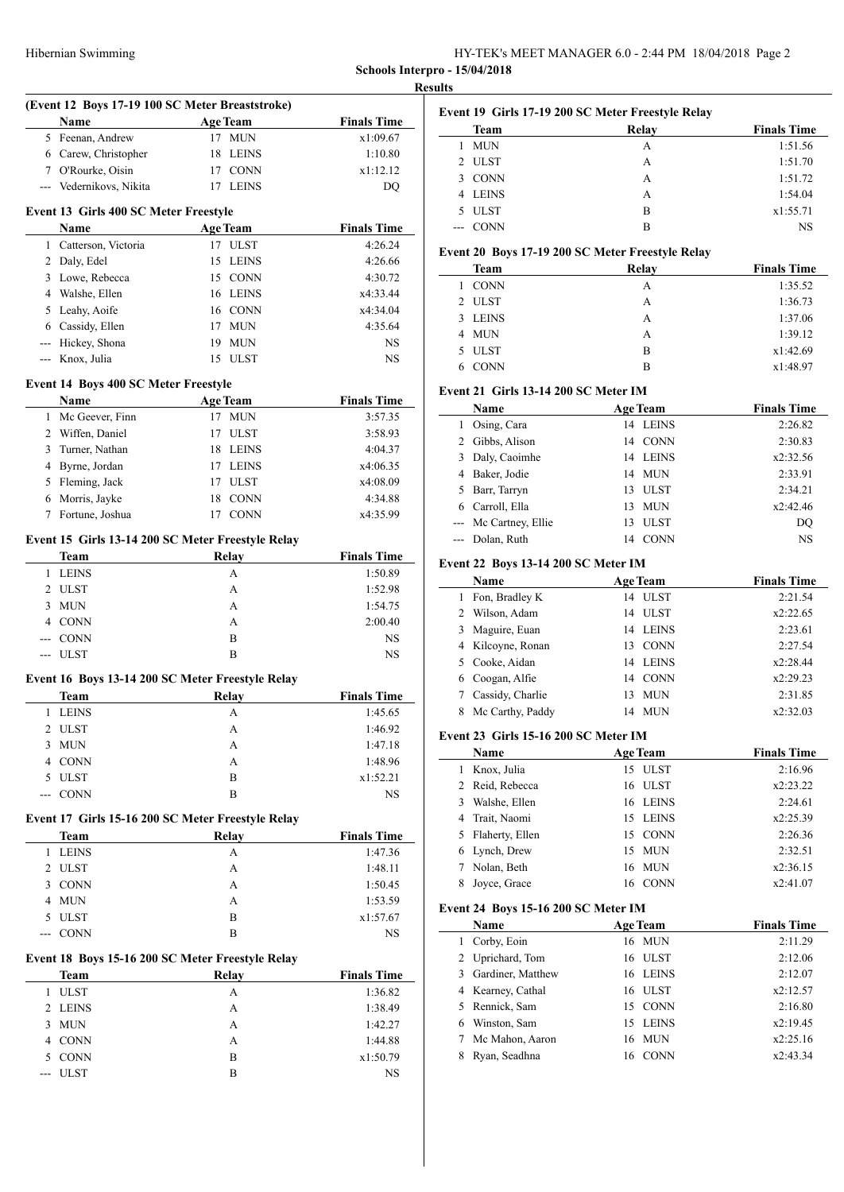**Schools Interpro - 15/04/2018**

**Results**

**(Event 12 Boys 17-19 100 SC Meter Breaststroke)**

| | Name | Age | Team | Finals Time |
|---|---|---|---|---|
| 5 | Feenan, Andrew | 17 | MUN | x1:09.67 |
| 6 | Carew, Christopher | 18 | LEINS | 1:10.80 |
| 7 | O'Rourke, Oisin | 17 | CONN | x1:12.12 |
| --- | Vedernikovs, Nikita | 17 | LEINS | DQ |

**Event 13 Girls 400 SC Meter Freestyle**

| | Name | Age | Team | Finals Time |
|---|---|---|---|---|
| 1 | Catterson, Victoria | 17 | ULST | 4:26.24 |
| 2 | Daly, Edel | 15 | LEINS | 4:26.66 |
| 3 | Lowe, Rebecca | 15 | CONN | 4:30.72 |
| 4 | Walshe, Ellen | 16 | LEINS | x4:33.44 |
| 5 | Leahy, Aoife | 16 | CONN | x4:34.04 |
| 6 | Cassidy, Ellen | 17 | MUN | 4:35.64 |
| --- | Hickey, Shona | 19 | MUN | NS |
| --- | Knox, Julia | 15 | ULST | NS |

**Event 14 Boys 400 SC Meter Freestyle**

| | Name | Age | Team | Finals Time |
|---|---|---|---|---|
| 1 | Mc Geever, Finn | 17 | MUN | 3:57.35 |
| 2 | Wiffen, Daniel | 17 | ULST | 3:58.93 |
| 3 | Turner, Nathan | 18 | LEINS | 4:04.37 |
| 4 | Byrne, Jordan | 17 | LEINS | x4:06.35 |
| 5 | Fleming, Jack | 17 | ULST | x4:08.09 |
| 6 | Morris, Jayke | 18 | CONN | 4:34.88 |
| 7 | Fortune, Joshua | 17 | CONN | x4:35.99 |

**Event 15 Girls 13-14 200 SC Meter Freestyle Relay**

| | Team | Relay | Finals Time |
|---|---|---|---|
| 1 | LEINS | A | 1:50.89 |
| 2 | ULST | A | 1:52.98 |
| 3 | MUN | A | 1:54.75 |
| 4 | CONN | A | 2:00.40 |
| --- | CONN | B | NS |
| --- | ULST | B | NS |

**Event 16 Boys 13-14 200 SC Meter Freestyle Relay**

| | Team | Relay | Finals Time |
|---|---|---|---|
| 1 | LEINS | A | 1:45.65 |
| 2 | ULST | A | 1:46.92 |
| 3 | MUN | A | 1:47.18 |
| 4 | CONN | A | 1:48.96 |
| 5 | ULST | B | x1:52.21 |
| --- | CONN | B | NS |

**Event 17 Girls 15-16 200 SC Meter Freestyle Relay**

| | Team | Relay | Finals Time |
|---|---|---|---|
| 1 | LEINS | A | 1:47.36 |
| 2 | ULST | A | 1:48.11 |
| 3 | CONN | A | 1:50.45 |
| 4 | MUN | A | 1:53.59 |
| 5 | ULST | B | x1:57.67 |
| --- | CONN | B | NS |

**Event 18 Boys 15-16 200 SC Meter Freestyle Relay**

| | Team | Relay | Finals Time |
|---|---|---|---|
| 1 | ULST | A | 1:36.82 |
| 2 | LEINS | A | 1:38.49 |
| 3 | MUN | A | 1:42.27 |
| 4 | CONN | A | 1:44.88 |
| 5 | CONN | B | x1:50.79 |
| --- | ULST | B | NS |

**Event 19 Girls 17-19 200 SC Meter Freestyle Relay**

| | Team | Relay | Finals Time |
|---|---|---|---|
| 1 | MUN | A | 1:51.56 |
| 2 | ULST | A | 1:51.70 |
| 3 | CONN | A | 1:51.72 |
| 4 | LEINS | A | 1:54.04 |
| 5 | ULST | B | x1:55.71 |
| --- | CONN | B | NS |

**Event 20 Boys 17-19 200 SC Meter Freestyle Relay**

| | Team | Relay | Finals Time |
|---|---|---|---|
| 1 | CONN | A | 1:35.52 |
| 2 | ULST | A | 1:36.73 |
| 3 | LEINS | A | 1:37.06 |
| 4 | MUN | A | 1:39.12 |
| 5 | ULST | B | x1:42.69 |
| 6 | CONN | B | x1:48.97 |

**Event 21 Girls 13-14 200 SC Meter IM**

| | Name | Age | Team | Finals Time |
|---|---|---|---|---|
| 1 | Osing, Cara | 14 | LEINS | 2:26.82 |
| 2 | Gibbs, Alison | 14 | CONN | 2:30.83 |
| 3 | Daly, Caoimhe | 14 | LEINS | x2:32.56 |
| 4 | Baker, Jodie | 14 | MUN | 2:33.91 |
| 5 | Barr, Tarryn | 13 | ULST | 2:34.21 |
| 6 | Carroll, Ella | 13 | MUN | x2:42.46 |
| --- | Mc Cartney, Ellie | 13 | ULST | DQ |
| --- | Dolan, Ruth | 14 | CONN | NS |

**Event 22 Boys 13-14 200 SC Meter IM**

| | Name | Age | Team | Finals Time |
|---|---|---|---|---|
| 1 | Fon, Bradley K | 14 | ULST | 2:21.54 |
| 2 | Wilson, Adam | 14 | ULST | x2:22.65 |
| 3 | Maguire, Euan | 14 | LEINS | 2:23.61 |
| 4 | Kilcoyne, Ronan | 13 | CONN | 2:27.54 |
| 5 | Cooke, Aidan | 14 | LEINS | x2:28.44 |
| 6 | Coogan, Alfie | 14 | CONN | x2:29.23 |
| 7 | Cassidy, Charlie | 13 | MUN | 2:31.85 |
| 8 | Mc Carthy, Paddy | 14 | MUN | x2:32.03 |

**Event 23 Girls 15-16 200 SC Meter IM**

| | Name | Age | Team | Finals Time |
|---|---|---|---|---|
| 1 | Knox, Julia | 15 | ULST | 2:16.96 |
| 2 | Reid, Rebecca | 16 | ULST | x2:23.22 |
| 3 | Walshe, Ellen | 16 | LEINS | 2:24.61 |
| 4 | Trait, Naomi | 15 | LEINS | x2:25.39 |
| 5 | Flaherty, Ellen | 15 | CONN | 2:26.36 |
| 6 | Lynch, Drew | 15 | MUN | 2:32.51 |
| 7 | Nolan, Beth | 16 | MUN | x2:36.15 |
| 8 | Joyce, Grace | 16 | CONN | x2:41.07 |

**Event 24 Boys 15-16 200 SC Meter IM**

| | Name | Age | Team | Finals Time |
|---|---|---|---|---|
| 1 | Corby, Eoin | 16 | MUN | 2:11.29 |
| 2 | Uprichard, Tom | 16 | ULST | 2:12.06 |
| 3 | Gardiner, Matthew | 16 | LEINS | 2:12.07 |
| 4 | Kearney, Cathal | 16 | ULST | x2:12.57 |
| 5 | Rennick, Sam | 15 | CONN | 2:16.80 |
| 6 | Winston, Sam | 15 | LEINS | x2:19.45 |
| 7 | Mc Mahon, Aaron | 16 | MUN | x2:25.16 |
| 8 | Ryan, Seadhna | 16 | CONN | x2:43.34 |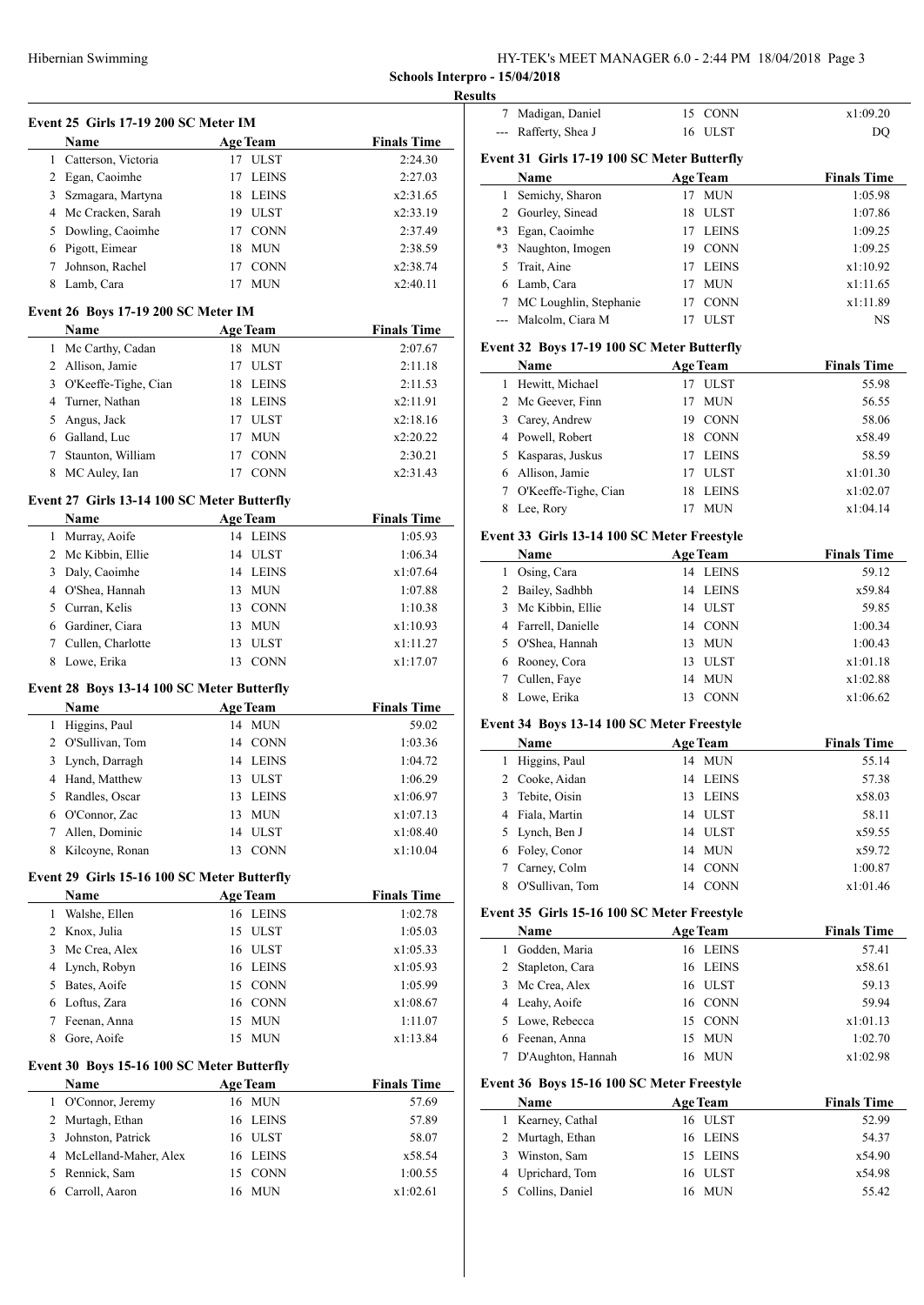Schools Interpro - 15/04/2018

Results

### Event 25 Girls 17-19 200 SC Meter IM

| | Name | Age | Team | Finals Time |
|---|---|---|---|---|
| 1 | Catterson, Victoria | 17 | ULST | 2:24.30 |
| 2 | Egan, Caoimhe | 17 | LEINS | 2:27.03 |
| 3 | Szmagara, Martyna | 18 | LEINS | x2:31.65 |
| 4 | Mc Cracken, Sarah | 19 | ULST | x2:33.19 |
| 5 | Dowling, Caoimhe | 17 | CONN | 2:37.49 |
| 6 | Pigott, Eimear | 18 | MUN | 2:38.59 |
| 7 | Johnson, Rachel | 17 | CONN | x2:38.74 |
| 8 | Lamb, Cara | 17 | MUN | x2:40.11 |

### Event 26 Boys 17-19 200 SC Meter IM

| | Name | Age | Team | Finals Time |
|---|---|---|---|---|
| 1 | Mc Carthy, Cadan | 18 | MUN | 2:07.67 |
| 2 | Allison, Jamie | 17 | ULST | 2:11.18 |
| 3 | O'Keeffe-Tighe, Cian | 18 | LEINS | 2:11.53 |
| 4 | Turner, Nathan | 18 | LEINS | x2:11.91 |
| 5 | Angus, Jack | 17 | ULST | x2:18.16 |
| 6 | Galland, Luc | 17 | MUN | x2:20.22 |
| 7 | Staunton, William | 17 | CONN | 2:30.21 |
| 8 | MC Auley, Ian | 17 | CONN | x2:31.43 |

### Event 27 Girls 13-14 100 SC Meter Butterfly

| | Name | Age | Team | Finals Time |
|---|---|---|---|---|
| 1 | Murray, Aoife | 14 | LEINS | 1:05.93 |
| 2 | Mc Kibbin, Ellie | 14 | ULST | 1:06.34 |
| 3 | Daly, Caoimhe | 14 | LEINS | x1:07.64 |
| 4 | O'Shea, Hannah | 13 | MUN | 1:07.88 |
| 5 | Curran, Kelis | 13 | CONN | 1:10.38 |
| 6 | Gardiner, Ciara | 13 | MUN | x1:10.93 |
| 7 | Cullen, Charlotte | 13 | ULST | x1:11.27 |
| 8 | Lowe, Erika | 13 | CONN | x1:17.07 |

### Event 28 Boys 13-14 100 SC Meter Butterfly

| | Name | Age | Team | Finals Time |
|---|---|---|---|---|
| 1 | Higgins, Paul | 14 | MUN | 59.02 |
| 2 | O'Sullivan, Tom | 14 | CONN | 1:03.36 |
| 3 | Lynch, Darragh | 14 | LEINS | 1:04.72 |
| 4 | Hand, Matthew | 13 | ULST | 1:06.29 |
| 5 | Randles, Oscar | 13 | LEINS | x1:06.97 |
| 6 | O'Connor, Zac | 13 | MUN | x1:07.13 |
| 7 | Allen, Dominic | 14 | ULST | x1:08.40 |
| 8 | Kilcoyne, Ronan | 13 | CONN | x1:10.04 |

### Event 29 Girls 15-16 100 SC Meter Butterfly

| | Name | Age | Team | Finals Time |
|---|---|---|---|---|
| 1 | Walshe, Ellen | 16 | LEINS | 1:02.78 |
| 2 | Knox, Julia | 15 | ULST | 1:05.03 |
| 3 | Mc Crea, Alex | 16 | ULST | x1:05.33 |
| 4 | Lynch, Robyn | 16 | LEINS | x1:05.93 |
| 5 | Bates, Aoife | 15 | CONN | 1:05.99 |
| 6 | Loftus, Zara | 16 | CONN | x1:08.67 |
| 7 | Feenan, Anna | 15 | MUN | 1:11.07 |
| 8 | Gore, Aoife | 15 | MUN | x1:13.84 |

### Event 30 Boys 15-16 100 SC Meter Butterfly

| | Name | Age | Team | Finals Time |
|---|---|---|---|---|
| 1 | O'Connor, Jeremy | 16 | MUN | 57.69 |
| 2 | Murtagh, Ethan | 16 | LEINS | 57.89 |
| 3 | Johnston, Patrick | 16 | ULST | 58.07 |
| 4 | McLelland-Maher, Alex | 16 | LEINS | x58.54 |
| 5 | Rennick, Sam | 15 | CONN | 1:00.55 |
| 6 | Carroll, Aaron | 16 | MUN | x1:02.61 |
| 7 | Madigan, Daniel | 15 | CONN | x1:09.20 |
| --- | Rafferty, Shea J | 16 | ULST | DQ |

### Event 31 Girls 17-19 100 SC Meter Butterfly

| | Name | Age | Team | Finals Time |
|---|---|---|---|---|
| 1 | Semichy, Sharon | 17 | MUN | 1:05.98 |
| 2 | Gourley, Sinead | 18 | ULST | 1:07.86 |
| *3 | Egan, Caoimhe | 17 | LEINS | 1:09.25 |
| *3 | Naughton, Imogen | 19 | CONN | 1:09.25 |
| 5 | Trait, Aine | 17 | LEINS | x1:10.92 |
| 6 | Lamb, Cara | 17 | MUN | x1:11.65 |
| 7 | MC Loughlin, Stephanie | 17 | CONN | x1:11.89 |
| --- | Malcolm, Ciara M | 17 | ULST | NS |

### Event 32 Boys 17-19 100 SC Meter Butterfly

| | Name | Age | Team | Finals Time |
|---|---|---|---|---|
| 1 | Hewitt, Michael | 17 | ULST | 55.98 |
| 2 | Mc Geever, Finn | 17 | MUN | 56.55 |
| 3 | Carey, Andrew | 19 | CONN | 58.06 |
| 4 | Powell, Robert | 18 | CONN | x58.49 |
| 5 | Kasparas, Juskus | 17 | LEINS | 58.59 |
| 6 | Allison, Jamie | 17 | ULST | x1:01.30 |
| 7 | O'Keeffe-Tighe, Cian | 18 | LEINS | x1:02.07 |
| 8 | Lee, Rory | 17 | MUN | x1:04.14 |

### Event 33 Girls 13-14 100 SC Meter Freestyle

| | Name | Age | Team | Finals Time |
|---|---|---|---|---|
| 1 | Osing, Cara | 14 | LEINS | 59.12 |
| 2 | Bailey, Sadhbh | 14 | LEINS | x59.84 |
| 3 | Mc Kibbin, Ellie | 14 | ULST | 59.85 |
| 4 | Farrell, Danielle | 14 | CONN | 1:00.34 |
| 5 | O'Shea, Hannah | 13 | MUN | 1:00.43 |
| 6 | Rooney, Cora | 13 | ULST | x1:01.18 |
| 7 | Cullen, Faye | 14 | MUN | x1:02.88 |
| 8 | Lowe, Erika | 13 | CONN | x1:06.62 |

### Event 34 Boys 13-14 100 SC Meter Freestyle

| | Name | Age | Team | Finals Time |
|---|---|---|---|---|
| 1 | Higgins, Paul | 14 | MUN | 55.14 |
| 2 | Cooke, Aidan | 14 | LEINS | 57.38 |
| 3 | Tebite, Oisin | 13 | LEINS | x58.03 |
| 4 | Fiala, Martin | 14 | ULST | 58.11 |
| 5 | Lynch, Ben J | 14 | ULST | x59.55 |
| 6 | Foley, Conor | 14 | MUN | x59.72 |
| 7 | Carney, Colm | 14 | CONN | 1:00.87 |
| 8 | O'Sullivan, Tom | 14 | CONN | x1:01.46 |

### Event 35 Girls 15-16 100 SC Meter Freestyle

| | Name | Age | Team | Finals Time |
|---|---|---|---|---|
| 1 | Godden, Maria | 16 | LEINS | 57.41 |
| 2 | Stapleton, Cara | 16 | LEINS | x58.61 |
| 3 | Mc Crea, Alex | 16 | ULST | 59.13 |
| 4 | Leahy, Aoife | 16 | CONN | 59.94 |
| 5 | Lowe, Rebecca | 15 | CONN | x1:01.13 |
| 6 | Feenan, Anna | 15 | MUN | 1:02.70 |
| 7 | D'Aughton, Hannah | 16 | MUN | x1:02.98 |

### Event 36 Boys 15-16 100 SC Meter Freestyle

| | Name | Age | Team | Finals Time |
|---|---|---|---|---|
| 1 | Kearney, Cathal | 16 | ULST | 52.99 |
| 2 | Murtagh, Ethan | 16 | LEINS | 54.37 |
| 3 | Winston, Sam | 15 | LEINS | x54.90 |
| 4 | Uprichard, Tom | 16 | ULST | x54.98 |
| 5 | Collins, Daniel | 16 | MUN | 55.42 |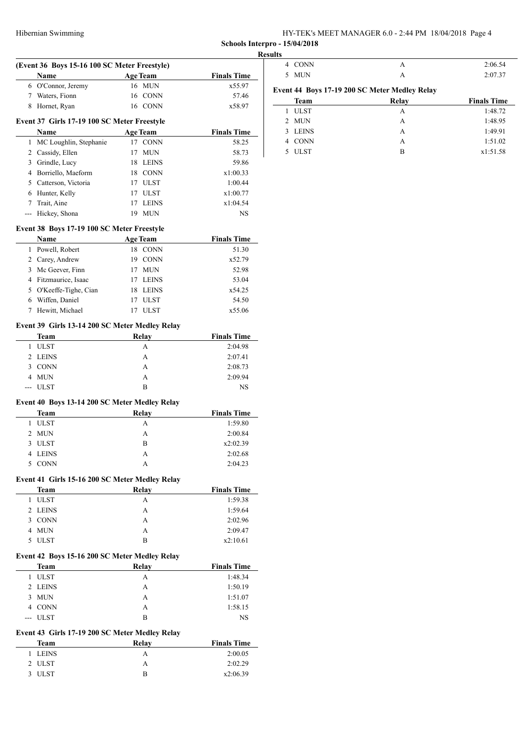**Schools Interpro - 15/04/2018**

**Results**

### (Event 36 Boys 15-16 100 SC Meter Freestyle)

| | Name | Age | Team | Finals Time |
|---|---|---|---|---|
| 6 | O'Connor, Jeremy | 16 | MUN | x55.97 |
| 7 | Waters, Fionn | 16 | CONN | 57.46 |
| 8 | Hornet, Ryan | 16 | CONN | x58.97 |

### Event 37 Girls 17-19 100 SC Meter Freestyle

| | Name | Age | Team | Finals Time |
|---|---|---|---|---|
| 1 | MC Loughlin, Stephanie | 17 | CONN | 58.25 |
| 2 | Cassidy, Ellen | 17 | MUN | 58.73 |
| 3 | Grindle, Lucy | 18 | LEINS | 59.86 |
| 4 | Borriello, Maeform | 18 | CONN | x1:00.33 |
| 5 | Catterson, Victoria | 17 | ULST | 1:00.44 |
| 6 | Hunter, Kelly | 17 | ULST | x1:00.77 |
| 7 | Trait, Aine | 17 | LEINS | x1:04.54 |
| --- | Hickey, Shona | 19 | MUN | NS |

### Event 38 Boys 17-19 100 SC Meter Freestyle

| | Name | Age | Team | Finals Time |
|---|---|---|---|---|
| 1 | Powell, Robert | 18 | CONN | 51.30 |
| 2 | Carey, Andrew | 19 | CONN | x52.79 |
| 3 | Mc Geever, Finn | 17 | MUN | 52.98 |
| 4 | Fitzmaurice, Isaac | 17 | LEINS | 53.04 |
| 5 | O'Keeffe-Tighe, Cian | 18 | LEINS | x54.25 |
| 6 | Wiffen, Daniel | 17 | ULST | 54.50 |
| 7 | Hewitt, Michael | 17 | ULST | x55.06 |

### Event 39 Girls 13-14 200 SC Meter Medley Relay

| | Team | Relay | Finals Time |
|---|---|---|---|
| 1 | ULST | A | 2:04.98 |
| 2 | LEINS | A | 2:07.41 |
| 3 | CONN | A | 2:08.73 |
| 4 | MUN | A | 2:09.94 |
| --- | ULST | B | NS |

### Event 40 Boys 13-14 200 SC Meter Medley Relay

| | Team | Relay | Finals Time |
|---|---|---|---|
| 1 | ULST | A | 1:59.80 |
| 2 | MUN | A | 2:00.84 |
| 3 | ULST | B | x2:02.39 |
| 4 | LEINS | A | 2:02.68 |
| 5 | CONN | A | 2:04.23 |

### Event 41 Girls 15-16 200 SC Meter Medley Relay

| | Team | Relay | Finals Time |
|---|---|---|---|
| 1 | ULST | A | 1:59.38 |
| 2 | LEINS | A | 1:59.64 |
| 3 | CONN | A | 2:02.96 |
| 4 | MUN | A | 2:09.47 |
| 5 | ULST | B | x2:10.61 |

### Event 42 Boys 15-16 200 SC Meter Medley Relay

| | Team | Relay | Finals Time |
|---|---|---|---|
| 1 | ULST | A | 1:48.34 |
| 2 | LEINS | A | 1:50.19 |
| 3 | MUN | A | 1:51.07 |
| 4 | CONN | A | 1:58.15 |
| --- | ULST | B | NS |

### Event 43 Girls 17-19 200 SC Meter Medley Relay

| | Team | Relay | Finals Time |
|---|---|---|---|
| 1 | LEINS | A | 2:00.05 |
| 2 | ULST | A | 2:02.29 |
| 3 | ULST | B | x2:06.39 |
| 4 | CONN | A | 2:06.54 |
| 5 | MUN | A | 2:07.37 |

### Event 44 Boys 17-19 200 SC Meter Medley Relay

| | Team | Relay | Finals Time |
|---|---|---|---|
| 1 | ULST | A | 1:48.72 |
| 2 | MUN | A | 1:48.95 |
| 3 | LEINS | A | 1:49.91 |
| 4 | CONN | A | 1:51.02 |
| 5 | ULST | B | x1:51.58 |